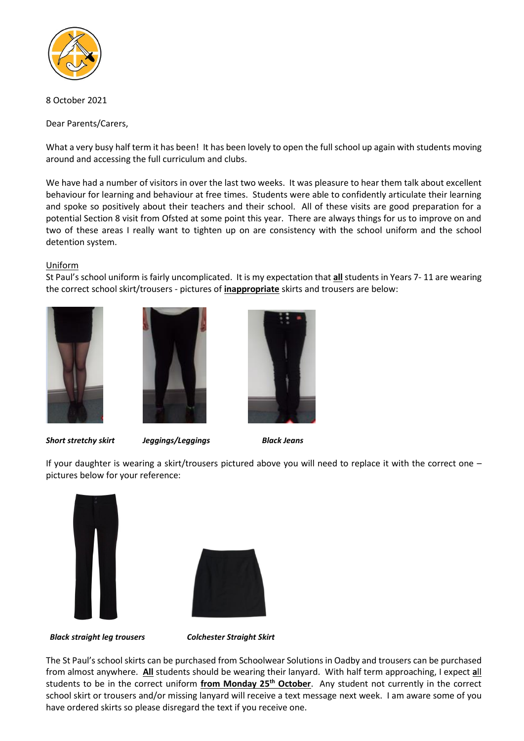8 October 2021

Dear Parents/Carers,

What a very busy half term it has been! It has been lovely to open the full school up again with students moving around and accessing the full curriculum and clubs.

We have had a number of visitors in over the last two weeks. It was pleasure to hear them talk about excellent behaviour for learning and behaviour at free times. Students were able to confidently articulate their learning and spoke so positively about their teachers and their school. All of these visits are good preparation for a potential Section 8 visit from Ofsted at some point this year. There are always things for us to improve on and two of these areas I really want to tighten up on are consistency with the school uniform and the school detention system.

Uniform

St Paul's school uniform is fairly uncomplicated. It is my expectation that **all** students in Years 7- 11 are wearing the correct school skirt/trousers - pictures of **inappropriate** skirts and trousers are below:

***Short stretchy skirt*** ***Jeggings/Leggings*** ***Black Jeans***

If your daughter is wearing a skirt/trousers pictured above you will need to replace it with the correct one – pictures below for your reference:

***Black straight leg trousers*** ***Colchester Straight Skirt***

The St Paul's school skirts can be purchased from Schoolwear Solutions in Oadby and trousers can be purchased from almost anywhere. **All** students should be wearing their lanyard. With half term approaching, I expect **al**l students to be in the correct uniform **from Monday 25th October**. Any student not currently in the correct school skirt or trousers and/or missing lanyard will receive a text message next week. I am aware some of you have ordered skirts so please disregard the text if you receive one.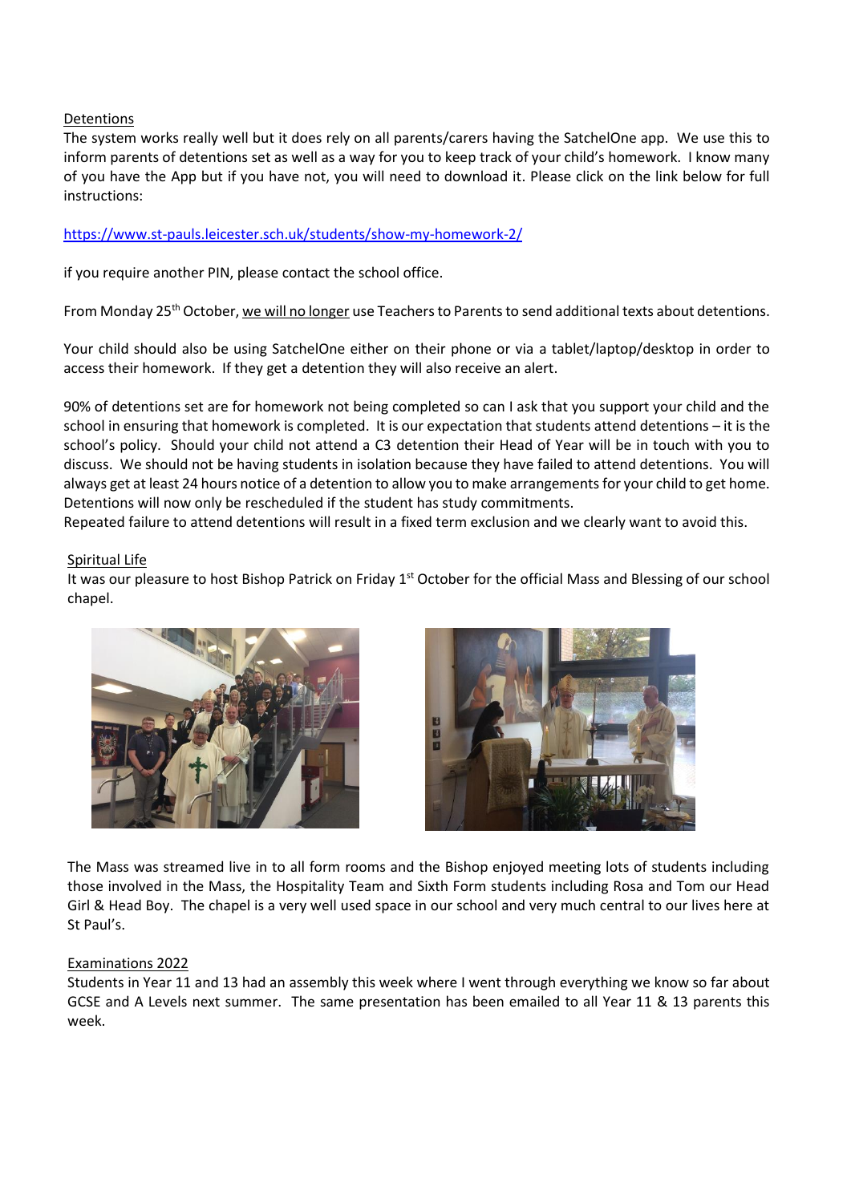## Detentions

The system works really well but it does rely on all parents/carers having the SatchelOne app. We use this to inform parents of detentions set as well as a way for you to keep track of your child's homework. I know many of you have the App but if you have not, you will need to download it. Please click on the link below for full instructions:

https://www.st-pauls.leicester.sch.uk/students/show-my-homework-2/

if you require another PIN, please contact the school office.

From Monday 25th October, we will no longer use Teachers to Parents to send additional texts about detentions.

Your child should also be using SatchelOne either on their phone or via a tablet/laptop/desktop in order to access their homework. If they get a detention they will also receive an alert.

90% of detentions set are for homework not being completed so can I ask that you support your child and the school in ensuring that homework is completed. It is our expectation that students attend detentions – it is the school's policy. Should your child not attend a C3 detention their Head of Year will be in touch with you to discuss. We should not be having students in isolation because they have failed to attend detentions. You will always get at least 24 hours notice of a detention to allow you to make arrangements for your child to get home. Detentions will now only be rescheduled if the student has study commitments.
Repeated failure to attend detentions will result in a fixed term exclusion and we clearly want to avoid this.

## Spiritual Life

It was our pleasure to host Bishop Patrick on Friday 1st October for the official Mass and Blessing of our school chapel.

The Mass was streamed live in to all form rooms and the Bishop enjoyed meeting lots of students including those involved in the Mass, the Hospitality Team and Sixth Form students including Rosa and Tom our Head Girl & Head Boy. The chapel is a very well used space in our school and very much central to our lives here at St Paul's.

## Examinations 2022

Students in Year 11 and 13 had an assembly this week where I went through everything we know so far about GCSE and A Levels next summer. The same presentation has been emailed to all Year 11 & 13 parents this week.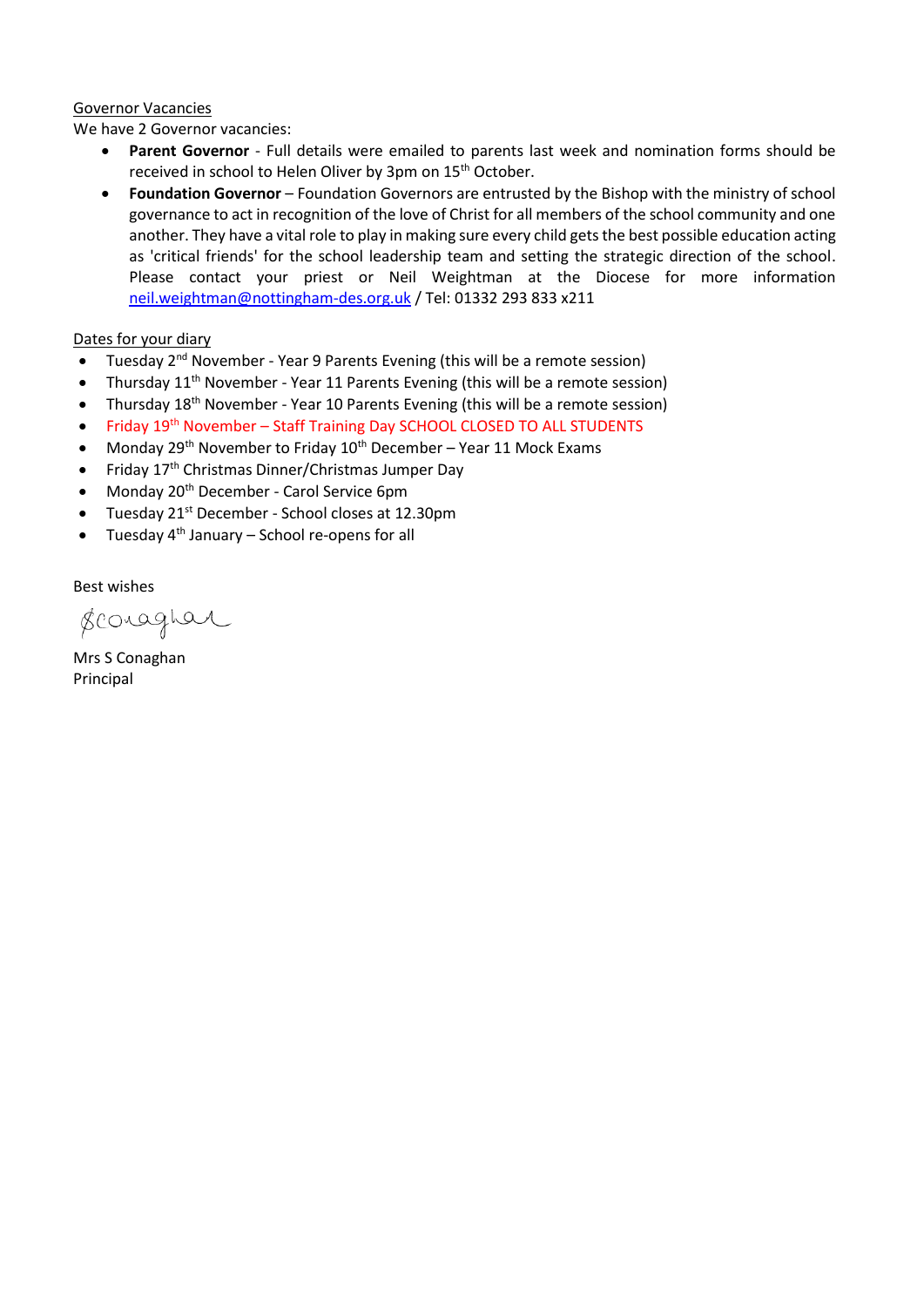Governor Vacancies

We have 2 Governor vacancies:

- **Parent Governor** - Full details were emailed to parents last week and nomination forms should be received in school to Helen Oliver by 3pm on 15th October.
- **Foundation Governor** – Foundation Governors are entrusted by the Bishop with the ministry of school governance to act in recognition of the love of Christ for all members of the school community and one another. They have a vital role to play in making sure every child gets the best possible education acting as 'critical friends' for the school leadership team and setting the strategic direction of the school. Please contact your priest or Neil Weightman at the Diocese for more information neil.weightman@nottingham-des.org.uk / Tel: 01332 293 833 x211

Dates for your diary

- Tuesday 2nd November - Year 9 Parents Evening (this will be a remote session)
- Thursday 11th November - Year 11 Parents Evening (this will be a remote session)
- Thursday 18th November - Year 10 Parents Evening (this will be a remote session)
- Friday 19th November – Staff Training Day SCHOOL CLOSED TO ALL STUDENTS
- Monday 29th November to Friday 10th December – Year 11 Mock Exams
- Friday 17th Christmas Dinner/Christmas Jumper Day
- Monday 20th December - Carol Service 6pm
- Tuesday 21st December - School closes at 12.30pm
- Tuesday 4th January – School re-opens for all

Best wishes

SConaghan

Mrs S Conaghan
Principal